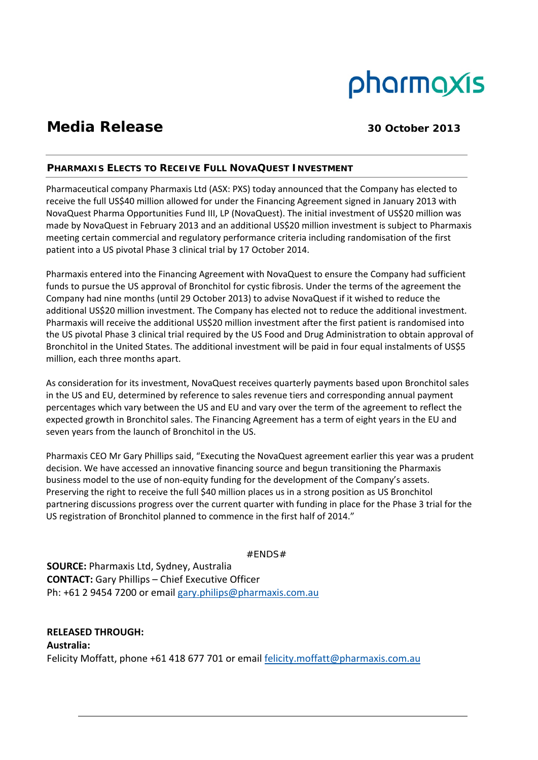pharmaxis

# Media Release

**30 October 2013**

## PHARMAXIS ELECTS TO RECEIVE FULL NOVAQUEST INVESTMENT

Pharmaceutical company Pharmaxis Ltd (ASX: PXS) today announced that the Company has elected to receive the full US$40 million allowed for under the Financing Agreement signed in January 2013 with NovaQuest Pharma Opportunities Fund III, LP (NovaQuest). The initial investment of US$20 million was made by NovaQuest in February 2013 and an additional US$20 million investment is subject to Pharmaxis meeting certain commercial and regulatory performance criteria including randomisation of the first patient into a US pivotal Phase 3 clinical trial by 17 October 2014.

Pharmaxis entered into the Financing Agreement with NovaQuest to ensure the Company had sufficient funds to pursue the US approval of Bronchitol for cystic fibrosis. Under the terms of the agreement the Company had nine months (until 29 October 2013) to advise NovaQuest if it wished to reduce the additional US$20 million investment. The Company has elected not to reduce the additional investment. Pharmaxis will receive the additional US$20 million investment after the first patient is randomised into the US pivotal Phase 3 clinical trial required by the US Food and Drug Administration to obtain approval of Bronchitol in the United States. The additional investment will be paid in four equal instalments of US$5 million, each three months apart.

As consideration for its investment, NovaQuest receives quarterly payments based upon Bronchitol sales in the US and EU, determined by reference to sales revenue tiers and corresponding annual payment percentages which vary between the US and EU and vary over the term of the agreement to reflect the expected growth in Bronchitol sales. The Financing Agreement has a term of eight years in the EU and seven years from the launch of Bronchitol in the US.

Pharmaxis CEO Mr Gary Phillips said, "Executing the NovaQuest agreement earlier this year was a prudent decision. We have accessed an innovative financing source and begun transitioning the Pharmaxis business model to the use of non-equity funding for the development of the Company's assets. Preserving the right to receive the full $40 million places us in a strong position as US Bronchitol partnering discussions progress over the current quarter with funding in place for the Phase 3 trial for the US registration of Bronchitol planned to commence in the first half of 2014."

#ENDS#

**SOURCE:** Pharmaxis Ltd, Sydney, Australia
**CONTACT:** Gary Phillips – Chief Executive Officer
Ph: +61 2 9454 7200 or email gary.philips@pharmaxis.com.au

**RELEASED THROUGH:**
**Australia:**
Felicity Moffatt, phone +61 418 677 701 or email felicity.moffatt@pharmaxis.com.au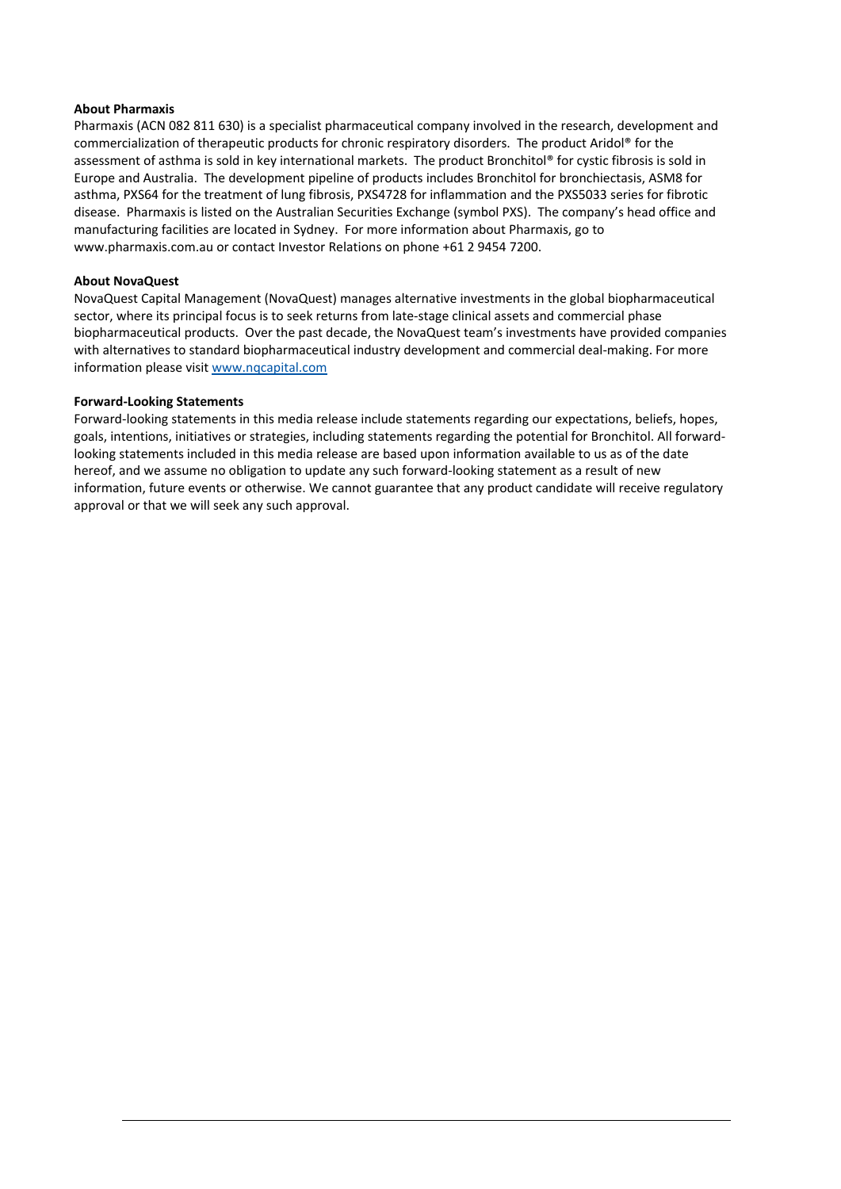**About Pharmaxis**

Pharmaxis (ACN 082 811 630) is a specialist pharmaceutical company involved in the research, development and commercialization of therapeutic products for chronic respiratory disorders. The product Aridol® for the assessment of asthma is sold in key international markets. The product Bronchitol® for cystic fibrosis is sold in Europe and Australia. The development pipeline of products includes Bronchitol for bronchiectasis, ASM8 for asthma, PXS64 for the treatment of lung fibrosis, PXS4728 for inflammation and the PXS5033 series for fibrotic disease. Pharmaxis is listed on the Australian Securities Exchange (symbol PXS). The company's head office and manufacturing facilities are located in Sydney. For more information about Pharmaxis, go to www.pharmaxis.com.au or contact Investor Relations on phone +61 2 9454 7200.

**About NovaQuest**

NovaQuest Capital Management (NovaQuest) manages alternative investments in the global biopharmaceutical sector, where its principal focus is to seek returns from late-stage clinical assets and commercial phase biopharmaceutical products. Over the past decade, the NovaQuest team's investments have provided companies with alternatives to standard biopharmaceutical industry development and commercial deal-making. For more information please visit www.nqcapital.com

**Forward-Looking Statements**

Forward-looking statements in this media release include statements regarding our expectations, beliefs, hopes, goals, intentions, initiatives or strategies, including statements regarding the potential for Bronchitol. All forward-looking statements included in this media release are based upon information available to us as of the date hereof, and we assume no obligation to update any such forward-looking statement as a result of new information, future events or otherwise. We cannot guarantee that any product candidate will receive regulatory approval or that we will seek any such approval.